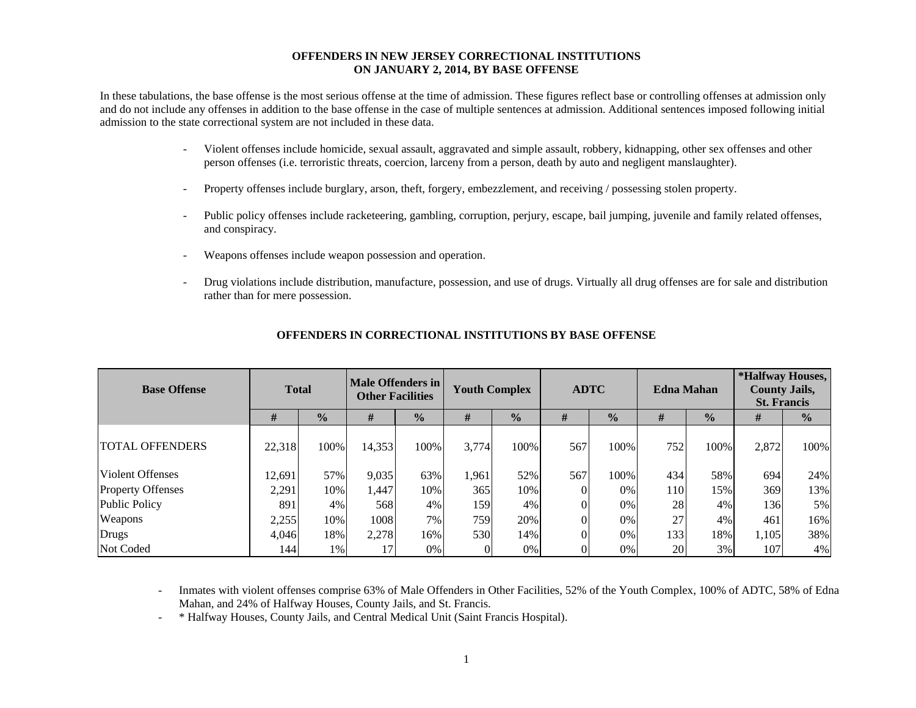# OFFENDERS IN NEW JERSEY CORRECTIONAL INSTITUTIONS ON JANUARY 2, 2014, BY BASE OFFENSE

In these tabulations, the base offense is the most serious offense at the time of admission. These figures reflect base or controlling offenses at admission only and do not include any offenses in addition to the base offense in the case of multiple sentences at admission. Additional sentences imposed following initial admission to the state correctional system are not included in these data.

- Violent offenses include homicide, sexual assault, aggravated and simple assault, robbery, kidnapping, other sex offenses and other person offenses (i.e. terroristic threats, coercion, larceny from a person, death by auto and negligent manslaughter).

- Property offenses include burglary, arson, theft, forgery, embezzlement, and receiving / possessing stolen property.

- Public policy offenses include racketeering, gambling, corruption, perjury, escape, bail jumping, juvenile and family related offenses, and conspiracy.

- Weapons offenses include weapon possession and operation.

- Drug violations include distribution, manufacture, possession, and use of drugs. Virtually all drug offenses are for sale and distribution rather than for mere possession.

## OFFENDERS IN CORRECTIONAL INSTITUTIONS BY BASE OFFENSE

| Base Offense | Total | | Male Offenders in Other Facilities | | Youth Complex | | ADTC | | Edna Mahan | | *Halfway Houses, County Jails, St. Francis | |
|---|---|---|---|---|---|---|---|---|---|---|---|---|
| | # | % | # | % | # | % | # | % | # | % | # | % |
| TOTAL OFFENDERS | 22,318 | 100% | 14,353 | 100% | 3,774 | 100% | 567 | 100% | 752 | 100% | 2,872 | 100% |
| Violent Offenses | 12,691 | 57% | 9,035 | 63% | 1,961 | 52% | 567 | 100% | 434 | 58% | 694 | 24% |
| Property Offenses | 2,291 | 10% | 1,447 | 10% | 365 | 10% | 0 | 0% | 110 | 15% | 369 | 13% |
| Public Policy | 891 | 4% | 568 | 4% | 159 | 4% | 0 | 0% | 28 | 4% | 136 | 5% |
| Weapons | 2,255 | 10% | 1008 | 7% | 759 | 20% | 0 | 0% | 27 | 4% | 461 | 16% |
| Drugs | 4,046 | 18% | 2,278 | 16% | 530 | 14% | 0 | 0% | 133 | 18% | 1,105 | 38% |
| Not Coded | 144 | 1% | 17 | 0% | 0 | 0% | 0 | 0% | 20 | 3% | 107 | 4% |

- Inmates with violent offenses comprise 63% of Male Offenders in Other Facilities, 52% of the Youth Complex, 100% of ADTC, 58% of Edna Mahan, and 24% of Halfway Houses, County Jails, and St. Francis.
- * Halfway Houses, County Jails, and Central Medical Unit (Saint Francis Hospital).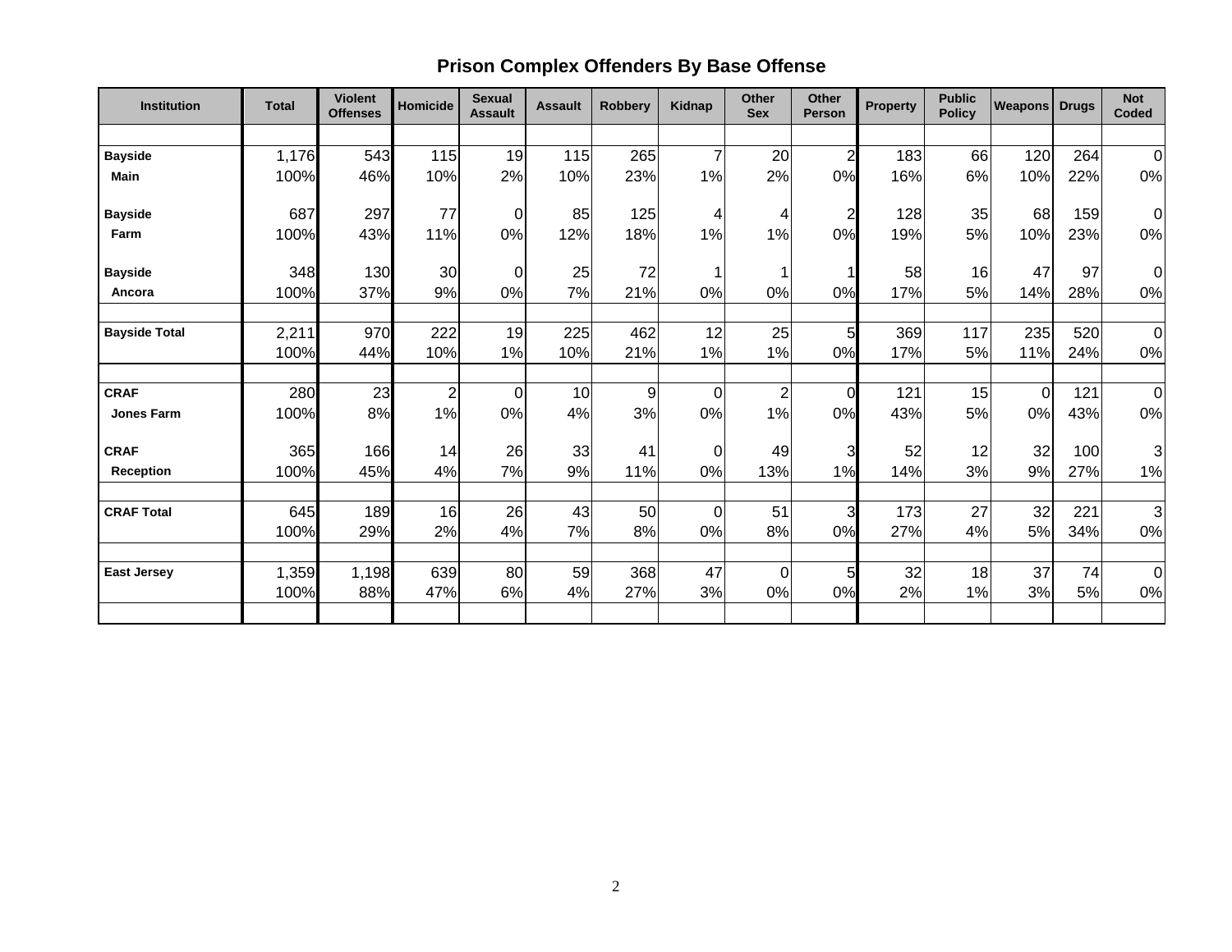# Prison Complex Offenders By Base Offense

| Institution | Total | Violent Offenses | Homicide | Sexual Assault | Assault | Robbery | Kidnap | Other Sex | Other Person | Property | Public Policy | Weapons | Drugs | Not Coded |
|---|---|---|---|---|---|---|---|---|---|---|---|---|---|---|
| **Bayside** | 1,176 | 543 | 115 | 19 | 115 | 265 | 7 | 20 | 2 | 183 | 66 | 120 | 264 | 0 |
| **Main** | 100% | 46% | 10% | 2% | 10% | 23% | 1% | 2% | 0% | 16% | 6% | 10% | 22% | 0% |
| **Bayside** | 687 | 297 | 77 | 0 | 85 | 125 | 4 | 4 | 2 | 128 | 35 | 68 | 159 | 0 |
| **Farm** | 100% | 43% | 11% | 0% | 12% | 18% | 1% | 1% | 0% | 19% | 5% | 10% | 23% | 0% |
| **Bayside** | 348 | 130 | 30 | 0 | 25 | 72 | 1 | 1 | 1 | 58 | 16 | 47 | 97 | 0 |
| **Ancora** | 100% | 37% | 9% | 0% | 7% | 21% | 0% | 0% | 0% | 17% | 5% | 14% | 28% | 0% |
| **Bayside Total** | 2,211 | 970 | 222 | 19 | 225 | 462 | 12 | 25 | 5 | 369 | 117 | 235 | 520 | 0 |
| | 100% | 44% | 10% | 1% | 10% | 21% | 1% | 1% | 0% | 17% | 5% | 11% | 24% | 0% |
| **CRAF** | 280 | 23 | 2 | 0 | 10 | 9 | 0 | 2 | 0 | 121 | 15 | 0 | 121 | 0 |
| **Jones Farm** | 100% | 8% | 1% | 0% | 4% | 3% | 0% | 1% | 0% | 43% | 5% | 0% | 43% | 0% |
| **CRAF** | 365 | 166 | 14 | 26 | 33 | 41 | 0 | 49 | 3 | 52 | 12 | 32 | 100 | 3 |
| **Reception** | 100% | 45% | 4% | 7% | 9% | 11% | 0% | 13% | 1% | 14% | 3% | 9% | 27% | 1% |
| **CRAF Total** | 645 | 189 | 16 | 26 | 43 | 50 | 0 | 51 | 3 | 173 | 27 | 32 | 221 | 3 |
| | 100% | 29% | 2% | 4% | 7% | 8% | 0% | 8% | 0% | 27% | 4% | 5% | 34% | 0% |
| **East Jersey** | 1,359 | 1,198 | 639 | 80 | 59 | 368 | 47 | 0 | 5 | 32 | 18 | 37 | 74 | 0 |
| | 100% | 88% | 47% | 6% | 4% | 27% | 3% | 0% | 0% | 2% | 1% | 3% | 5% | 0% |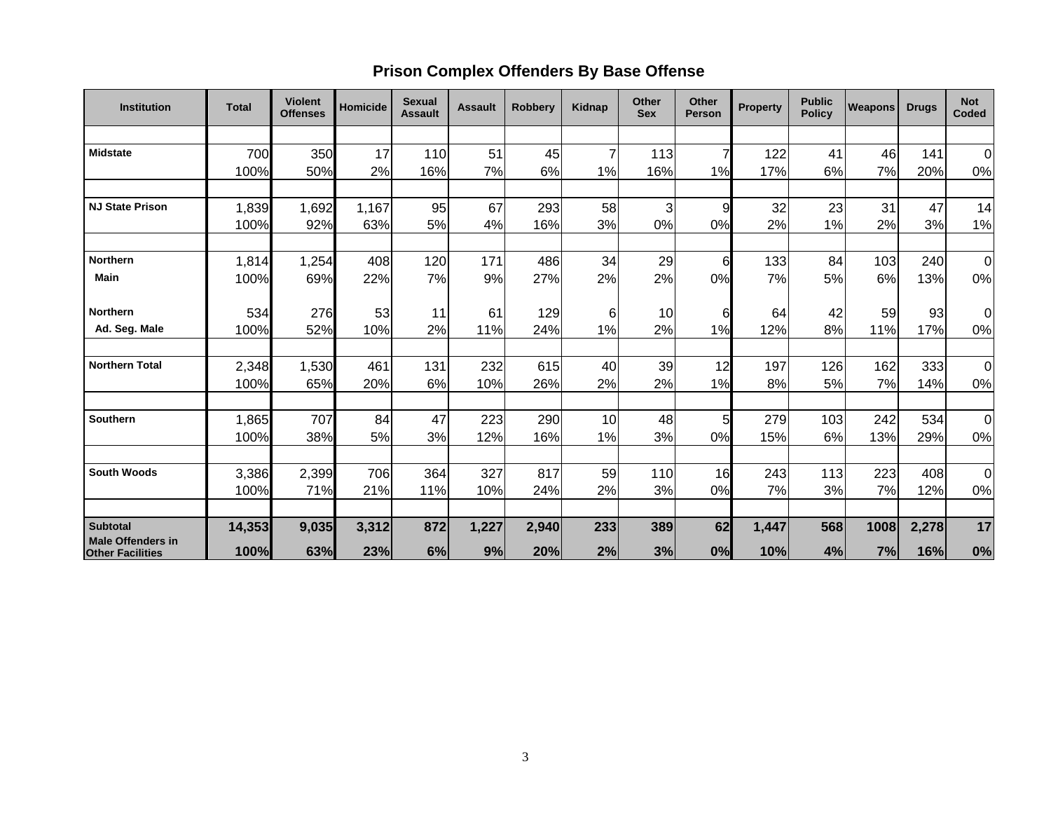# Prison Complex Offenders By Base Offense

| Institution | Total | Violent Offenses | Homicide | Sexual Assault | Assault | Robbery | Kidnap | Other Sex | Other Person | Property | Public Policy | Weapons | Drugs | Not Coded |
|---|---|---|---|---|---|---|---|---|---|---|---|---|---|---|
| **Midstate** | 700 | 350 | 17 | 110 | 51 | 45 | 7 | 113 | 7 | 122 | 41 | 46 | 141 | 0 |
| | 100% | 50% | 2% | 16% | 7% | 6% | 1% | 16% | 1% | 17% | 6% | 7% | 20% | 0% |
| **NJ State Prison** | 1,839 | 1,692 | 1,167 | 95 | 67 | 293 | 58 | 3 | 9 | 32 | 23 | 31 | 47 | 14 |
| | 100% | 92% | 63% | 5% | 4% | 16% | 3% | 0% | 0% | 2% | 1% | 2% | 3% | 1% |
| **Northern** | 1,814 | 1,254 | 408 | 120 | 171 | 486 | 34 | 29 | 6 | 133 | 84 | 103 | 240 | 0 |
| **Main** | 100% | 69% | 22% | 7% | 9% | 27% | 2% | 2% | 0% | 7% | 5% | 6% | 13% | 0% |
| **Northern** | 534 | 276 | 53 | 11 | 61 | 129 | 6 | 10 | 6 | 64 | 42 | 59 | 93 | 0 |
| **Ad. Seg. Male** | 100% | 52% | 10% | 2% | 11% | 24% | 1% | 2% | 1% | 12% | 8% | 11% | 17% | 0% |
| **Northern Total** | 2,348 | 1,530 | 461 | 131 | 232 | 615 | 40 | 39 | 12 | 197 | 126 | 162 | 333 | 0 |
| | 100% | 65% | 20% | 6% | 10% | 26% | 2% | 2% | 1% | 8% | 5% | 7% | 14% | 0% |
| **Southern** | 1,865 | 707 | 84 | 47 | 223 | 290 | 10 | 48 | 5 | 279 | 103 | 242 | 534 | 0 |
| | 100% | 38% | 5% | 3% | 12% | 16% | 1% | 3% | 0% | 15% | 6% | 13% | 29% | 0% |
| **South Woods** | 3,386 | 2,399 | 706 | 364 | 327 | 817 | 59 | 110 | 16 | 243 | 113 | 223 | 408 | 0 |
| | 100% | 71% | 21% | 11% | 10% | 24% | 2% | 3% | 0% | 7% | 3% | 7% | 12% | 0% |
| **Subtotal** | **14,353** | **9,035** | **3,312** | **872** | **1,227** | **2,940** | **233** | **389** | **62** | **1,447** | **568** | **1008** | **2,278** | **17** |
| **Male Offenders in Other Facilities** | **100%** | **63%** | **23%** | **6%** | **9%** | **20%** | **2%** | **3%** | **0%** | **10%** | **4%** | **7%** | **16%** | **0%** |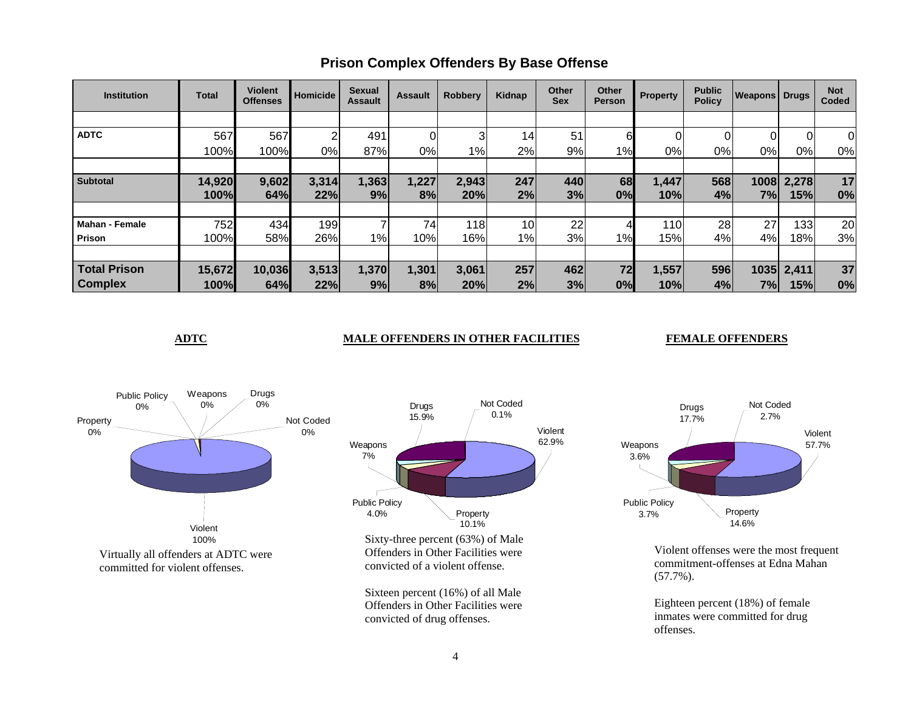# Prison Complex Offenders By Base Offense

| Institution | Total | Violent Offenses | Homicide | Sexual Assault | Assault | Robbery | Kidnap | Other Sex | Other Person | Property | Public Policy | Weapons | Drugs | Not Coded |
|---|---|---|---|---|---|---|---|---|---|---|---|---|---|---|
| **ADTC** | 567 | 567 | 2 | 491 | 0 | 3 | 14 | 51 | 6 | 0 | 0 | 0 | 0 | 0 |
| | 100% | 100% | 0% | 87% | 0% | 1% | 2% | 9% | 1% | 0% | 0% | 0% | 0% | 0% |
| **Subtotal** | **14,920** | **9,602** | **3,314** | **1,363** | **1,227** | **2,943** | **247** | **440** | **68** | **1,447** | **568** | **1008** | **2,278** | **17** |
| | **100%** | **64%** | **22%** | **9%** | **8%** | **20%** | **2%** | **3%** | **0%** | **10%** | **4%** | **7%** | **15%** | **0%** |
| **Mahan - Female Prison** | 752 | 434 | 199 | 7 | 74 | 118 | 10 | 22 | 4 | 110 | 28 | 27 | 133 | 20 |
| | 100% | 58% | 26% | 1% | 10% | 16% | 1% | 3% | 1% | 15% | 4% | 4% | 18% | 3% |
| **Total Prison Complex** | **15,672** | **10,036** | **3,513** | **1,370** | **1,301** | **3,061** | **257** | **462** | **72** | **1,557** | **596** | **1035** | **2,411** | **37** |
| | **100%** | **64%** | **22%** | **9%** | **8%** | **20%** | **2%** | **3%** | **0%** | **10%** | **4%** | **7%** | **15%** | **0%** |

## ADTC

| Category | Percent |
|---|---|
| Violent | 100% |
| Property | 0% |
| Public Policy | 0% |
| Weapons | 0% |
| Drugs | 0% |
| Not Coded | 0% |

Virtually all offenders at ADTC were committed for violent offenses.

## MALE OFFENDERS IN OTHER FACILITIES

| Category | Percent |
|---|---|
| Violent | 62.9% |
| Property | 10.1% |
| Public Policy | 4.0% |
| Weapons | 7% |
| Drugs | 15.9% |
| Not Coded | 0.1% |

Sixty-three percent (63%) of Male Offenders in Other Facilities were convicted of a violent offense.

Sixteen percent (16%) of all Male Offenders in Other Facilities were convicted of drug offenses.

## FEMALE OFFENDERS

| Category | Percent |
|---|---|
| Violent | 57.7% |
| Property | 14.6% |
| Public Policy | 3.7% |
| Weapons | 3.6% |
| Drugs | 17.7% |
| Not Coded | 2.7% |

Violent offenses were the most frequent commitment-offenses at Edna Mahan (57.7%).

Eighteen percent (18%) of female inmates were committed for drug offenses.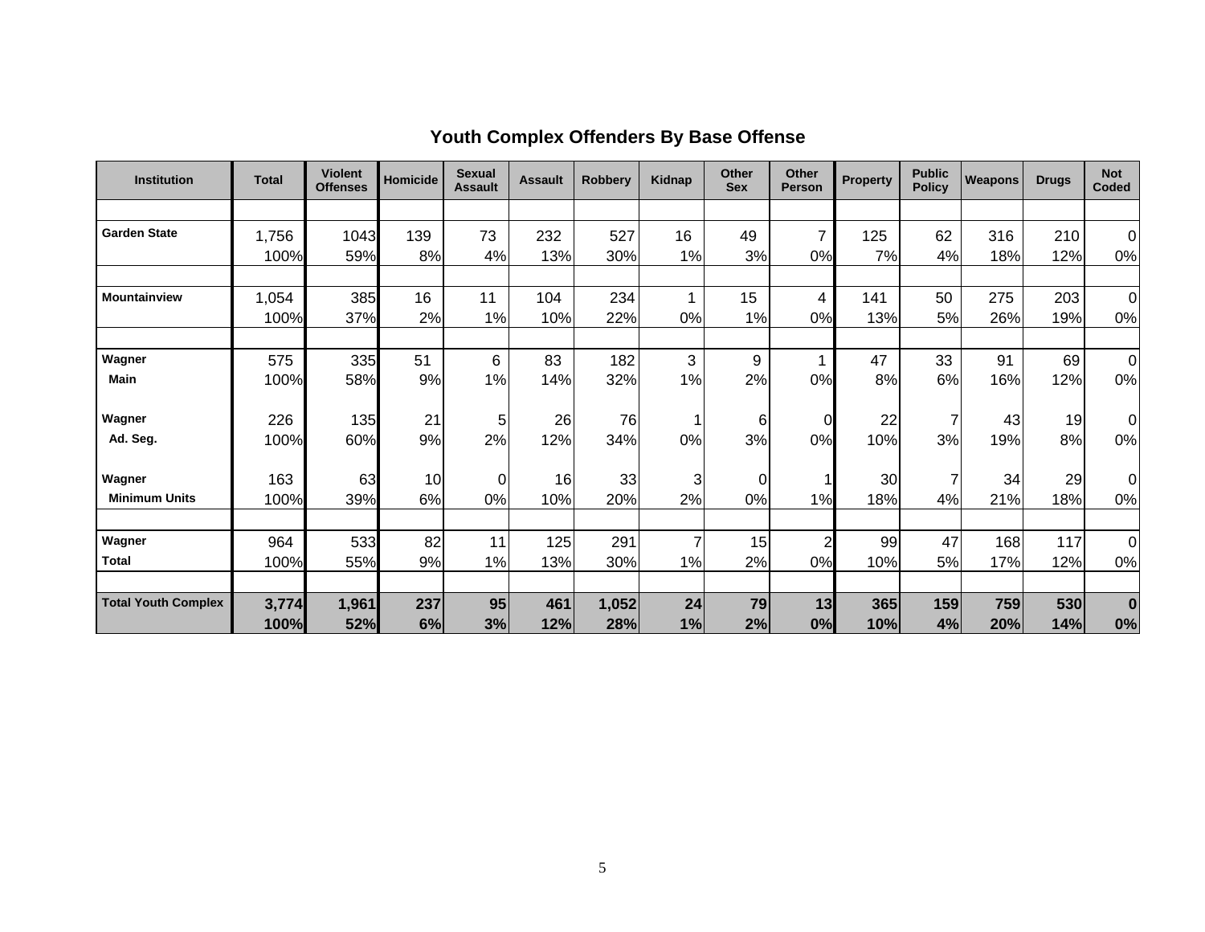## Youth Complex Offenders By Base Offense

| Institution | Total | Violent Offenses | Homicide | Sexual Assault | Assault | Robbery | Kidnap | Other Sex | Other Person | Property | Public Policy | Weapons | Drugs | Not Coded |
|---|---|---|---|---|---|---|---|---|---|---|---|---|---|---|
| **Garden State** | 1,756 | 1043 | 139 | 73 | 232 | 527 | 16 | 49 | 7 | 125 | 62 | 316 | 210 | 0 |
| | 100% | 59% | 8% | 4% | 13% | 30% | 1% | 3% | 0% | 7% | 4% | 18% | 12% | 0% |
| **Mountainview** | 1,054 | 385 | 16 | 11 | 104 | 234 | 1 | 15 | 4 | 141 | 50 | 275 | 203 | 0 |
| | 100% | 37% | 2% | 1% | 10% | 22% | 0% | 1% | 0% | 13% | 5% | 26% | 19% | 0% |
| **Wagner Main** | 575 | 335 | 51 | 6 | 83 | 182 | 3 | 9 | 1 | 47 | 33 | 91 | 69 | 0 |
| | 100% | 58% | 9% | 1% | 14% | 32% | 1% | 2% | 0% | 8% | 6% | 16% | 12% | 0% |
| **Wagner Ad. Seg.** | 226 | 135 | 21 | 5 | 26 | 76 | 1 | 6 | 0 | 22 | 7 | 43 | 19 | 0 |
| | 100% | 60% | 9% | 2% | 12% | 34% | 0% | 3% | 0% | 10% | 3% | 19% | 8% | 0% |
| **Wagner Minimum Units** | 163 | 63 | 10 | 0 | 16 | 33 | 3 | 0 | 1 | 30 | 7 | 34 | 29 | 0 |
| | 100% | 39% | 6% | 0% | 10% | 20% | 2% | 0% | 1% | 18% | 4% | 21% | 18% | 0% |
| **Wagner Total** | 964 | 533 | 82 | 11 | 125 | 291 | 7 | 15 | 2 | 99 | 47 | 168 | 117 | 0 |
| | 100% | 55% | 9% | 1% | 13% | 30% | 1% | 2% | 0% | 10% | 5% | 17% | 12% | 0% |
| **Total Youth Complex** | **3,774** | **1,961** | **237** | **95** | **461** | **1,052** | **24** | **79** | **13** | **365** | **159** | **759** | **530** | **0** |
| | **100%** | **52%** | **6%** | **3%** | **12%** | **28%** | **1%** | **2%** | **0%** | **10%** | **4%** | **20%** | **14%** | **0%** |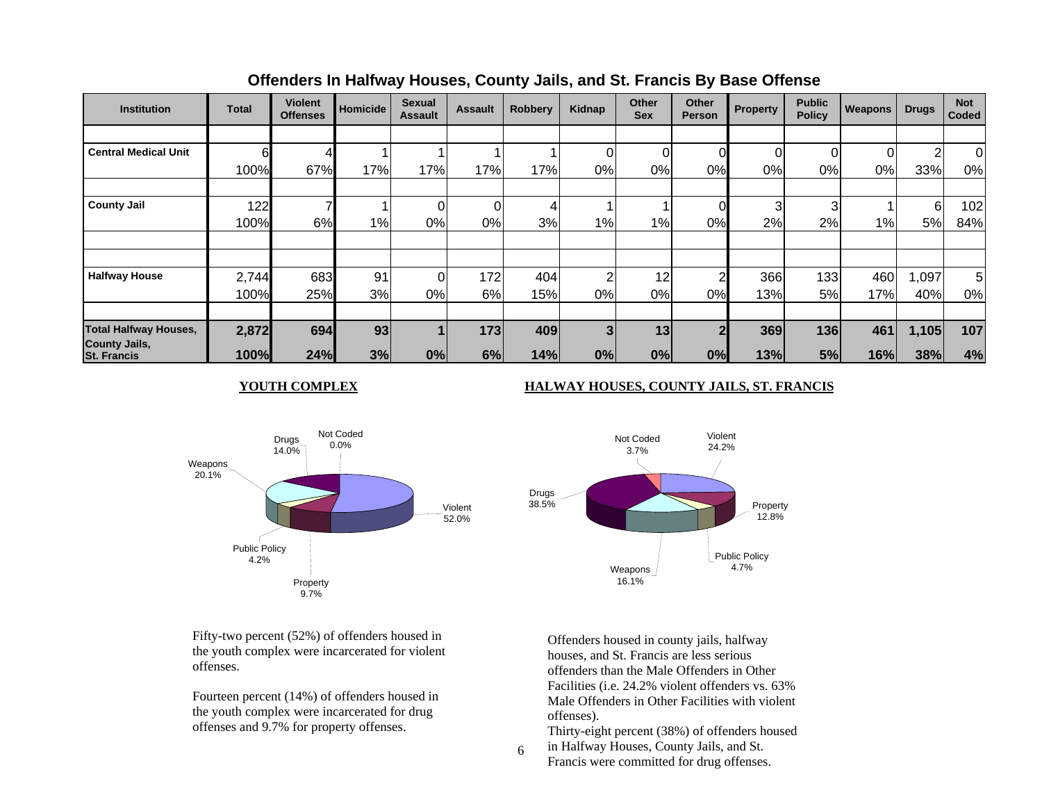## Offenders In Halfway Houses, County Jails, and St. Francis By Base Offense

| Institution | Total | Violent Offenses | Homicide | Sexual Assault | Assault | Robbery | Kidnap | Other Sex | Other Person | Property | Public Policy | Weapons | Drugs | Not Coded |
|---|---|---|---|---|---|---|---|---|---|---|---|---|---|---|
| **Central Medical Unit** | 6 | 4 | 1 | 1 | 1 | 1 | 0 | 0 | 0 | 0 | 0 | 0 | 2 | 0 |
| | 100% | 67% | 17% | 17% | 17% | 17% | 0% | 0% | 0% | 0% | 0% | 0% | 33% | 0% |
| **County Jail** | 122 | 7 | 1 | 0 | 0 | 4 | 1 | 1 | 0 | 3 | 3 | 1 | 6 | 102 |
| | 100% | 6% | 1% | 0% | 0% | 3% | 1% | 1% | 0% | 2% | 2% | 1% | 5% | 84% |
| **Halfway House** | 2,744 | 683 | 91 | 0 | 172 | 404 | 2 | 12 | 2 | 366 | 133 | 460 | 1,097 | 5 |
| | 100% | 25% | 3% | 0% | 6% | 15% | 0% | 0% | 0% | 13% | 5% | 17% | 40% | 0% |
| **Total Halfway Houses, County Jails, St. Francis** | **2,872** | **694** | **93** | **1** | **173** | **409** | **3** | **13** | **2** | **369** | **136** | **461** | **1,105** | **107** |
| | **100%** | **24%** | **3%** | **0%** | **6%** | **14%** | **0%** | **0%** | **0%** | **13%** | **5%** | **16%** | **38%** | **4%** |

**YOUTH COMPLEX**

Drugs 14.0%
Not Coded 0.0%
Weapons 20.1%
Violent 52.0%
Public Policy 4.2%
Property 9.7%

Fifty-two percent (52%) of offenders housed in the youth complex were incarcerated for violent offenses.

Fourteen percent (14%) of offenders housed in the youth complex were incarcerated for drug offenses and 9.7% for property offenses.

**HALWAY HOUSES, COUNTY JAILS, ST. FRANCIS**

Not Coded 3.7%
Violent 24.2%
Drugs 38.5%
Property 12.8%
Public Policy 4.7%
Weapons 16.1%

Offenders housed in county jails, halfway houses, and St. Francis are less serious offenders than the Male Offenders in Other Facilities (i.e. 24.2% violent offenders vs. 63% Male Offenders in Other Facilities with violent offenses).

Thirty-eight percent (38%) of offenders housed in Halfway Houses, County Jails, and St. Francis were committed for drug offenses.